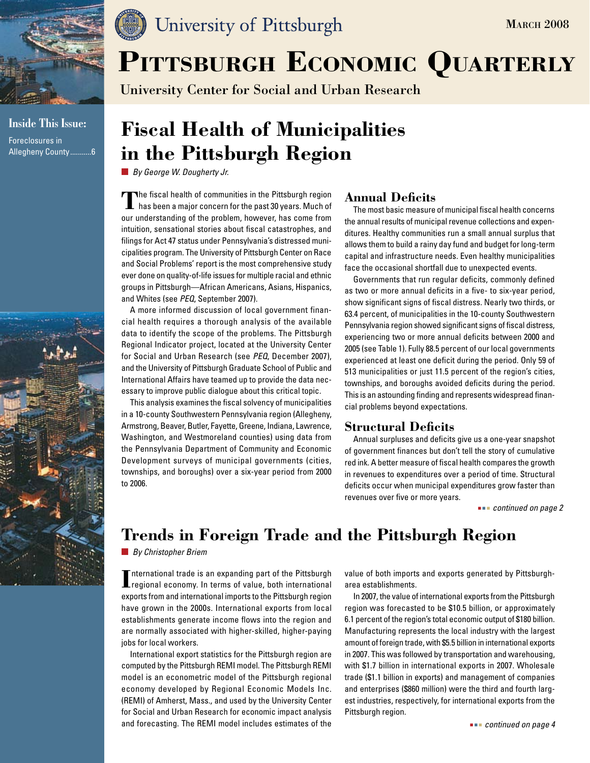University of Pittsburgh

March 2008

# Pittsburgh Economic Quarterly

University Center for Social and Urban Research

**Inside This Issue:**

Foreclosures in Allegheny County...........6

## Fiscal Health of Municipalities in the Pittsburgh Region

*By George W. Dougherty Jr.*

The fiscal health of communities in the Pittsburgh region has been a major concern for the past 30 years. Much of our understanding of the problem, however, has come from intuition, sensational stories about fiscal catastrophes, and filings for Act 47 status under Pennsylvania's distressed municipalities program. The University of Pittsburgh Center on Race and Social Problems' report is the most comprehensive study ever done on quality-of-life issues for multiple racial and ethnic groups in Pittsburgh—African Americans, Asians, Hispanics, and Whites (see *PEQ*, September 2007).

A more informed discussion of local government financial health requires a thorough analysis of the available data to identify the scope of the problems. The Pittsburgh Regional Indicator project, located at the University Center for Social and Urban Research (see *PEQ*, December 2007), and the University of Pittsburgh Graduate School of Public and International Affairs have teamed up to provide the data necessary to improve public dialogue about this critical topic.

This analysis examines the fiscal solvency of municipalities in a 10-county Southwestern Pennsylvania region (Allegheny, Armstrong, Beaver, Butler, Fayette, Greene, Indiana, Lawrence, Washington, and Westmoreland counties) using data from the Pennsylvania Department of Community and Economic Development surveys of municipal governments (cities, townships, and boroughs) over a six-year period from 2000 to 2006.

### Annual Deficits

The most basic measure of municipal fiscal health concerns the annual results of municipal revenue collections and expenditures. Healthy communities run a small annual surplus that allows them to build a rainy day fund and budget for long-term capital and infrastructure needs. Even healthy municipalities face the occasional shortfall due to unexpected events.

Governments that run regular deficits, commonly defined as two or more annual deficits in a five- to six-year period, show significant signs of fiscal distress. Nearly two thirds, or 63.4 percent, of municipalities in the 10-county Southwestern Pennsylvania region showed significant signs of fiscal distress, experiencing two or more annual deficits between 2000 and 2005 (see Table 1). Fully 88.5 percent of our local governments experienced at least one deficit during the period. Only 59 of 513 municipalities or just 11.5 percent of the region's cities, townships, and boroughs avoided deficits during the period. This is an astounding finding and represents widespread financial problems beyond expectations.

### Structural Deficits

Annual surpluses and deficits give us a one-year snapshot of government finances but don't tell the story of cumulative red ink. A better measure of fiscal health compares the growth in revenues to expenditures over a period of time. Structural deficits occur when municipal expenditures grow faster than revenues over five or more years.

*continued on page 2*

## Trends in Foreign Trade and the Pittsburgh Region

*By Christopher Briem*

International trade is an expanding part of the Pittsburgh regional economy. In terms of value, both international exports from and international imports to the Pittsburgh region have grown in the 2000s. International exports from local establishments generate income flows into the region and are normally associated with higher-skilled, higher-paying jobs for local workers.

International export statistics for the Pittsburgh region are computed by the Pittsburgh REMI model. The Pittsburgh REMI model is an econometric model of the Pittsburgh regional economy developed by Regional Economic Models Inc. (REMI) of Amherst, Mass., and used by the University Center for Social and Urban Research for economic impact analysis and forecasting. The REMI model includes estimates of the value of both imports and exports generated by Pittsburgh-area establishments.

In 2007, the value of international exports from the Pittsburgh region was forecasted to be $10.5 billion, or approximately 6.1 percent of the region's total economic output of $180 billion. Manufacturing represents the local industry with the largest amount of foreign trade, with $5.5 billion in international exports in 2007. This was followed by transportation and warehousing, with $1.7 billion in international exports in 2007. Wholesale trade ($1.1 billion in exports) and management of companies and enterprises ($860 million) were the third and fourth largest industries, respectively, for international exports from the Pittsburgh region.

*continued on page 4*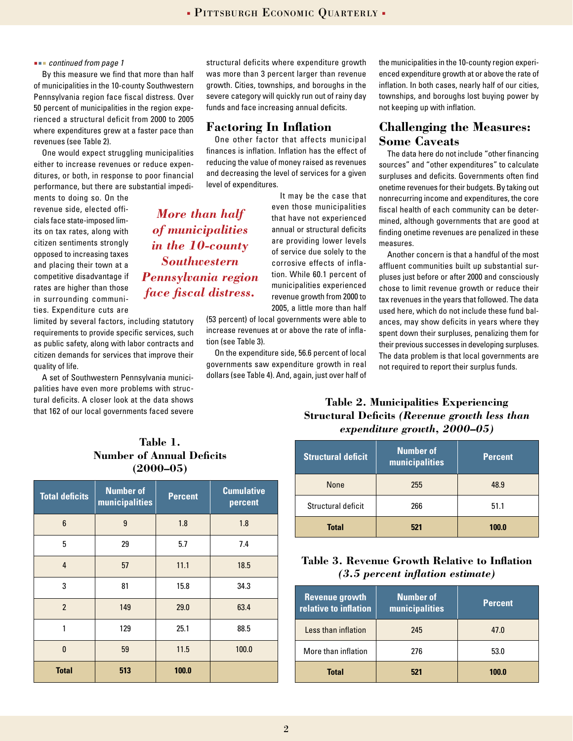*continued from page 1*

By this measure we find that more than half of municipalities in the 10-county Southwestern Pennsylvania region face fiscal distress. Over 50 percent of municipalities in the region experienced a structural deficit from 2000 to 2005 where expenditures grew at a faster pace than revenues (see Table 2).

One would expect struggling municipalities either to increase revenues or reduce expenditures, or both, in response to poor financial performance, but there are substantial impediments to doing so. On the revenue side, elected officials face state-imposed limits on tax rates, along with citizen sentiments strongly opposed to increasing taxes and placing their town at a competitive disadvantage if rates are higher than those in surrounding communities. Expenditure cuts are limited by several factors, including statutory requirements to provide specific services, such as public safety, along with labor contracts and citizen demands for services that improve their quality of life.

*More than half of municipalities in the 10-county Southwestern Pennsylvania region face fiscal distress.*

A set of Southwestern Pennsylvania municipalities have even more problems with structural deficits. A closer look at the data shows that 162 of our local governments faced severe structural deficits where expenditure growth was more than 3 percent larger than revenue growth. Cities, townships, and boroughs in the severe category will quickly run out of rainy day funds and face increasing annual deficits.

## Factoring In Inflation

One other factor that affects municipal finances is inflation. Inflation has the effect of reducing the value of money raised as revenues and decreasing the level of services for a given level of expenditures.

It may be the case that even those municipalities that have not experienced annual or structural deficits are providing lower levels of service due solely to the corrosive effects of inflation. While 60.1 percent of municipalities experienced revenue growth from 2000 to 2005, a little more than half (53 percent) of local governments were able to increase revenues at or above the rate of inflation (see Table 3).

On the expenditure side, 56.6 percent of local governments saw expenditure growth in real dollars (see Table 4). And, again, just over half of the municipalities in the 10-county region experienced expenditure growth at or above the rate of inflation. In both cases, nearly half of our cities, townships, and boroughs lost buying power by not keeping up with inflation.

## Challenging the Measures: Some Caveats

The data here do not include "other financing sources" and "other expenditures" to calculate surpluses and deficits. Governments often find onetime revenues for their budgets. By taking out nonrecurring income and expenditures, the core fiscal health of each community can be determined, although governments that are good at finding onetime revenues are penalized in these measures.

Another concern is that a handful of the most affluent communities built up substantial surpluses just before or after 2000 and consciously chose to limit revenue growth or reduce their tax revenues in the years that followed. The data used here, which do not include these fund balances, may show deficits in years where they spent down their surpluses, penalizing them for their previous successes in developing surpluses. The data problem is that local governments are not required to report their surplus funds.

**Table 1. Number of Annual Deficits (2000–05)**

| Total deficits | Number of municipalities | Percent | Cumulative percent |
|---|---|---|---|
| 6 | 9 | 1.8 | 1.8 |
| 5 | 29 | 5.7 | 7.4 |
| 4 | 57 | 11.1 | 18.5 |
| 3 | 81 | 15.8 | 34.3 |
| 2 | 149 | 29.0 | 63.4 |
| 1 | 129 | 25.1 | 88.5 |
| 0 | 59 | 11.5 | 100.0 |
| **Total** | **513** | **100.0** | |

**Table 2. Municipalities Experiencing Structural Deficits** ***(Revenue growth less than expenditure growth, 2000–05)***

| Structural deficit | Number of municipalities | Percent |
|---|---|---|
| None | 255 | 48.9 |
| Structural deficit | 266 | 51.1 |
| **Total** | **521** | **100.0** |

**Table 3. Revenue Growth Relative to Inflation** ***(3.5 percent inflation estimate)***

| Revenue growth relative to inflation | Number of municipalities | Percent |
|---|---|---|
| Less than inflation | 245 | 47.0 |
| More than inflation | 276 | 53.0 |
| **Total** | **521** | **100.0** |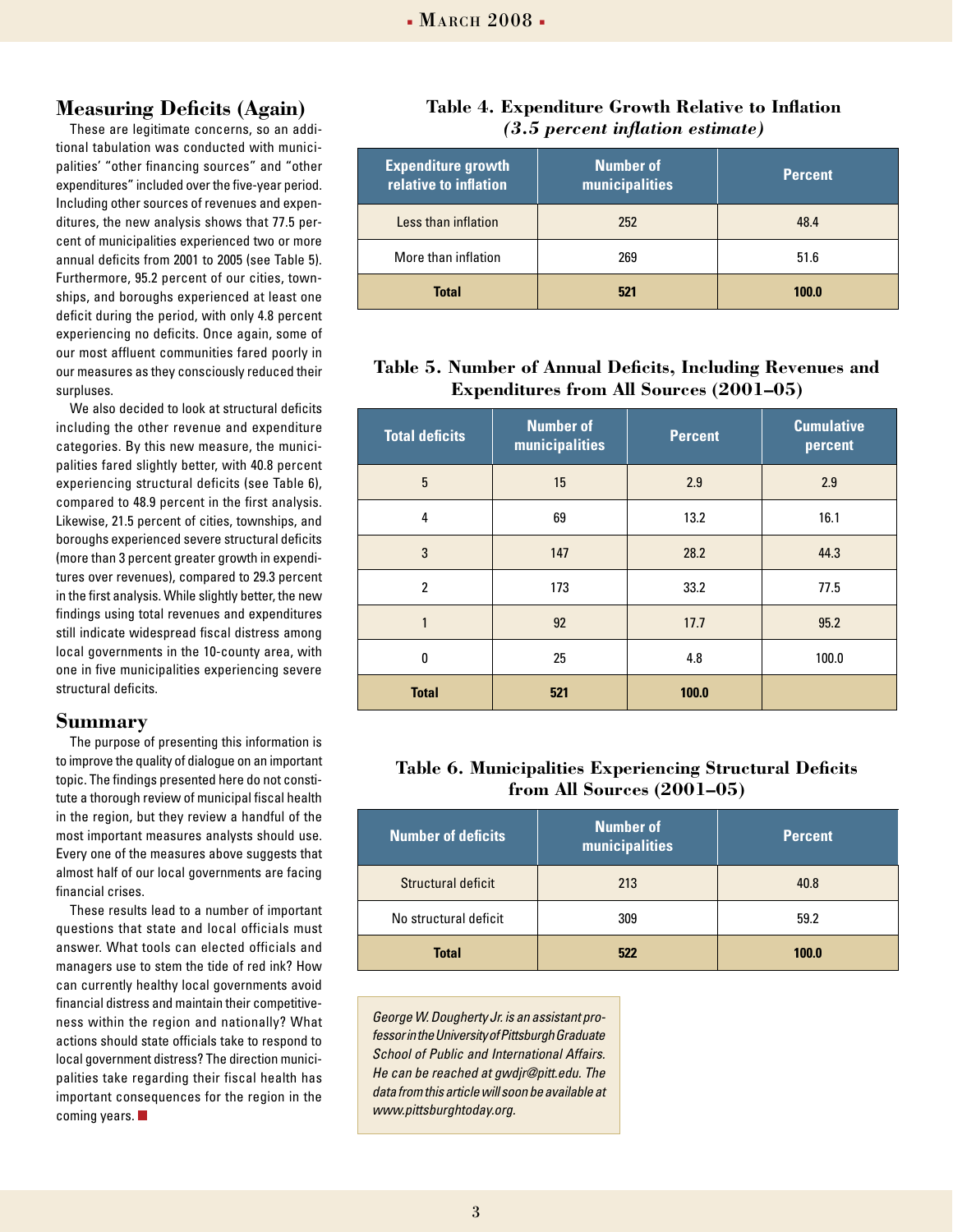## Measuring Deficits (Again)

These are legitimate concerns, so an additional tabulation was conducted with municipalities' "other financing sources" and "other expenditures" included over the five-year period. Including other sources of revenues and expenditures, the new analysis shows that 77.5 percent of municipalities experienced two or more annual deficits from 2001 to 2005 (see Table 5). Furthermore, 95.2 percent of our cities, townships, and boroughs experienced at least one deficit during the period, with only 4.8 percent experiencing no deficits. Once again, some of our most affluent communities fared poorly in our measures as they consciously reduced their surpluses.

We also decided to look at structural deficits including the other revenue and expenditure categories. By this new measure, the municipalities fared slightly better, with 40.8 percent experiencing structural deficits (see Table 6), compared to 48.9 percent in the first analysis. Likewise, 21.5 percent of cities, townships, and boroughs experienced severe structural deficits (more than 3 percent greater growth in expenditures over revenues), compared to 29.3 percent in the first analysis. While slightly better, the new findings using total revenues and expenditures still indicate widespread fiscal distress among local governments in the 10-county area, with one in five municipalities experiencing severe structural deficits.

## Summary

The purpose of presenting this information is to improve the quality of dialogue on an important topic. The findings presented here do not constitute a thorough review of municipal fiscal health in the region, but they review a handful of the most important measures analysts should use. Every one of the measures above suggests that almost half of our local governments are facing financial crises.

These results lead to a number of important questions that state and local officials must answer. What tools can elected officials and managers use to stem the tide of red ink? How can currently healthy local governments avoid financial distress and maintain their competitiveness within the region and nationally? What actions should state officials take to respond to local government distress? The direction municipalities take regarding their fiscal health has important consequences for the region in the coming years.

### Table 4. Expenditure Growth Relative to Inflation *(3.5 percent inflation estimate)*

| Expenditure growth relative to inflation | Number of municipalities | Percent |
|---|---|---|
| Less than inflation | 252 | 48.4 |
| More than inflation | 269 | 51.6 |
| **Total** | **521** | **100.0** |

### Table 5. Number of Annual Deficits, Including Revenues and Expenditures from All Sources (2001–05)

| Total deficits | Number of municipalities | Percent | Cumulative percent |
|---|---|---|---|
| 5 | 15 | 2.9 | 2.9 |
| 4 | 69 | 13.2 | 16.1 |
| 3 | 147 | 28.2 | 44.3 |
| 2 | 173 | 33.2 | 77.5 |
| 1 | 92 | 17.7 | 95.2 |
| 0 | 25 | 4.8 | 100.0 |
| **Total** | **521** | **100.0** | |

### Table 6. Municipalities Experiencing Structural Deficits from All Sources (2001–05)

| Number of deficits | Number of municipalities | Percent |
|---|---|---|
| Structural deficit | 213 | 40.8 |
| No structural deficit | 309 | 59.2 |
| **Total** | **522** | **100.0** |

*George W. Dougherty Jr. is an assistant professor in the University of Pittsburgh Graduate School of Public and International Affairs. He can be reached at gwdjr@pitt.edu. The data from this article will soon be available at www.pittsburghtoday.org.*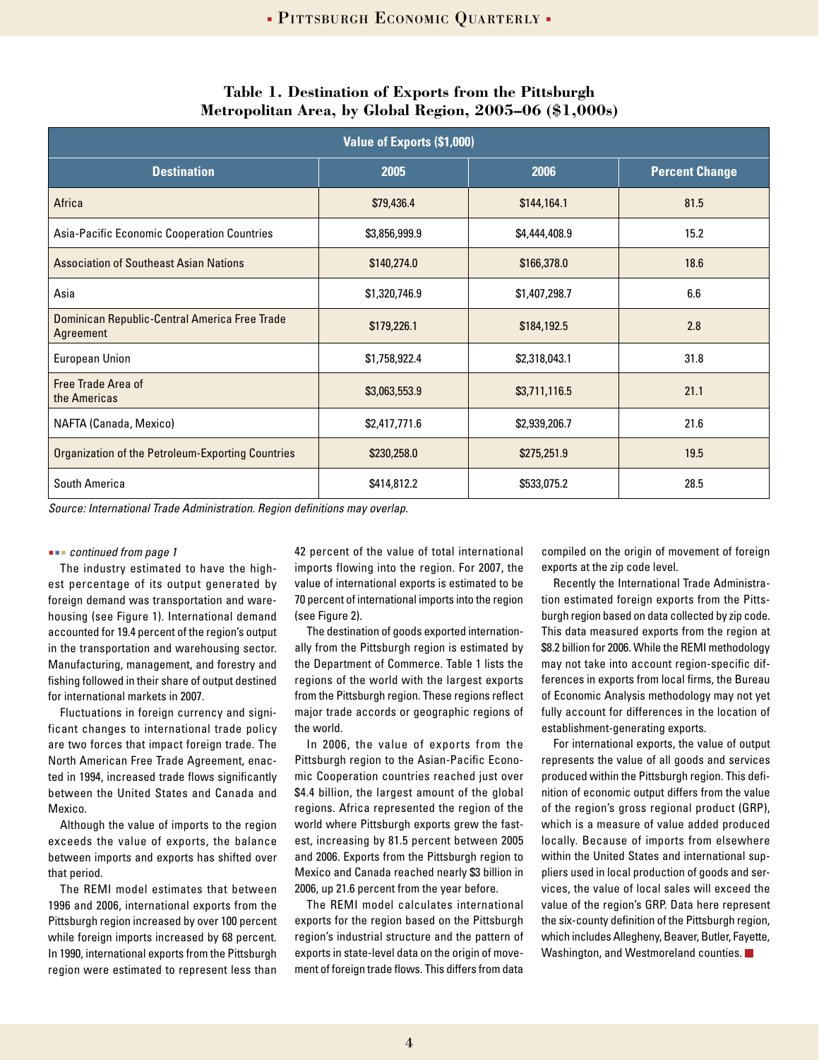**Table 1. Destination of Exports from the Pittsburgh Metropolitan Area, by Global Region, 2005–06 ($1,000s)**

| Value of Exports ($1,000) | | | |
|---|---|---|---|
| **Destination** | **2005** | **2006** | **Percent Change** |
| Africa | $79,436.4 | $144,164.1 | 81.5 |
| Asia-Pacific Economic Cooperation Countries | $3,856,999.9 | $4,444,408.9 | 15.2 |
| Association of Southeast Asian Nations | $140,274.0 | $166,378.0 | 18.6 |
| Asia | $1,320,746.9 | $1,407,298.7 | 6.6 |
| Dominican Republic-Central America Free Trade Agreement | $179,226.1 | $184,192.5 | 2.8 |
| European Union | $1,758,922.4 | $2,318,043.1 | 31.8 |
| Free Trade Area of the Americas | $3,063,553.9 | $3,711,116.5 | 21.1 |
| NAFTA (Canada, Mexico) | $2,417,771.6 | $2,939,206.7 | 21.6 |
| Organization of the Petroleum-Exporting Countries | $230,258.0 | $275,251.9 | 19.5 |
| South America | $414,812.2 | $533,075.2 | 28.5 |

*Source: International Trade Administration. Region definitions may overlap.*

*continued from page 1*

The industry estimated to have the highest percentage of its output generated by foreign demand was transportation and warehousing (see Figure 1). International demand accounted for 19.4 percent of the region's output in the transportation and warehousing sector. Manufacturing, management, and forestry and fishing followed in their share of output destined for international markets in 2007.

Fluctuations in foreign currency and significant changes to international trade policy are two forces that impact foreign trade. The North American Free Trade Agreement, enacted in 1994, increased trade flows significantly between the United States and Canada and Mexico.

Although the value of imports to the region exceeds the value of exports, the balance between imports and exports has shifted over that period.

The REMI model estimates that between 1996 and 2006, international exports from the Pittsburgh region increased by over 100 percent while foreign imports increased by 68 percent. In 1990, international exports from the Pittsburgh region were estimated to represent less than 42 percent of the value of total international imports flowing into the region. For 2007, the value of international exports is estimated to be 70 percent of international imports into the region (see Figure 2).

The destination of goods exported internationally from the Pittsburgh region is estimated by the Department of Commerce. Table 1 lists the regions of the world with the largest exports from the Pittsburgh region. These regions reflect major trade accords or geographic regions of the world.

In 2006, the value of exports from the Pittsburgh region to the Asian-Pacific Economic Cooperation countries reached just over $4.4 billion, the largest amount of the global regions. Africa represented the region of the world where Pittsburgh exports grew the fastest, increasing by 81.5 percent between 2005 and 2006. Exports from the Pittsburgh region to Mexico and Canada reached nearly $3 billion in 2006, up 21.6 percent from the year before.

The REMI model calculates international exports for the region based on the Pittsburgh region's industrial structure and the pattern of exports in state-level data on the origin of movement of foreign trade flows. This differs from data compiled on the origin of movement of foreign exports at the zip code level.

Recently the International Trade Administration estimated foreign exports from the Pittsburgh region based on data collected by zip code. This data measured exports from the region at $8.2 billion for 2006. While the REMI methodology may not take into account region-specific differences in exports from local firms, the Bureau of Economic Analysis methodology may not yet fully account for differences in the location of establishment-generating exports.

For international exports, the value of output represents the value of all goods and services produced within the Pittsburgh region. This definition of economic output differs from the value of the region's gross regional product (GRP), which is a measure of value added produced locally. Because of imports from elsewhere within the United States and international suppliers used in local production of goods and services, the value of local sales will exceed the value of the region's GRP. Data here represent the six-county definition of the Pittsburgh region, which includes Allegheny, Beaver, Butler, Fayette, Washington, and Westmoreland counties.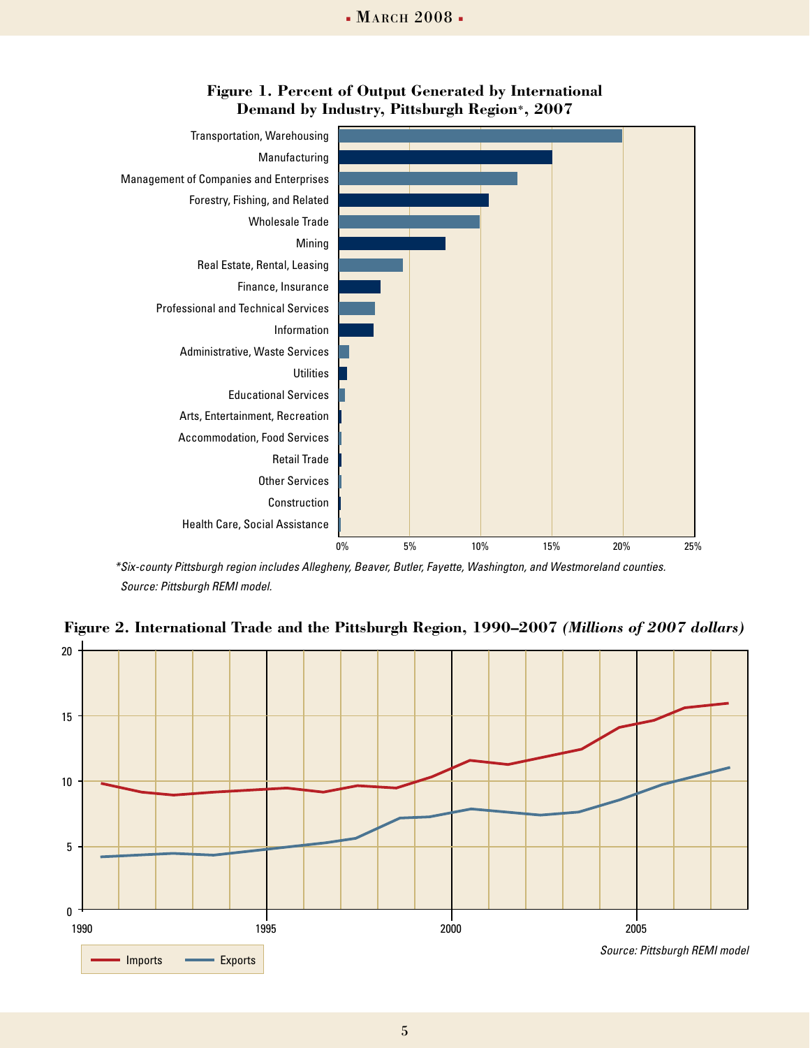**Figure 1. Percent of Output Generated by International Demand by Industry, Pittsburgh Region*, 2007**

*Six-county Pittsburgh region includes Allegheny, Beaver, Butler, Fayette, Washington, and Westmoreland counties.

*Source: Pittsburgh REMI model.*

**Figure 2. International Trade and the Pittsburgh Region, 1990–2007 *(Millions of 2007 dollars)***

*Source: Pittsburgh REMI model*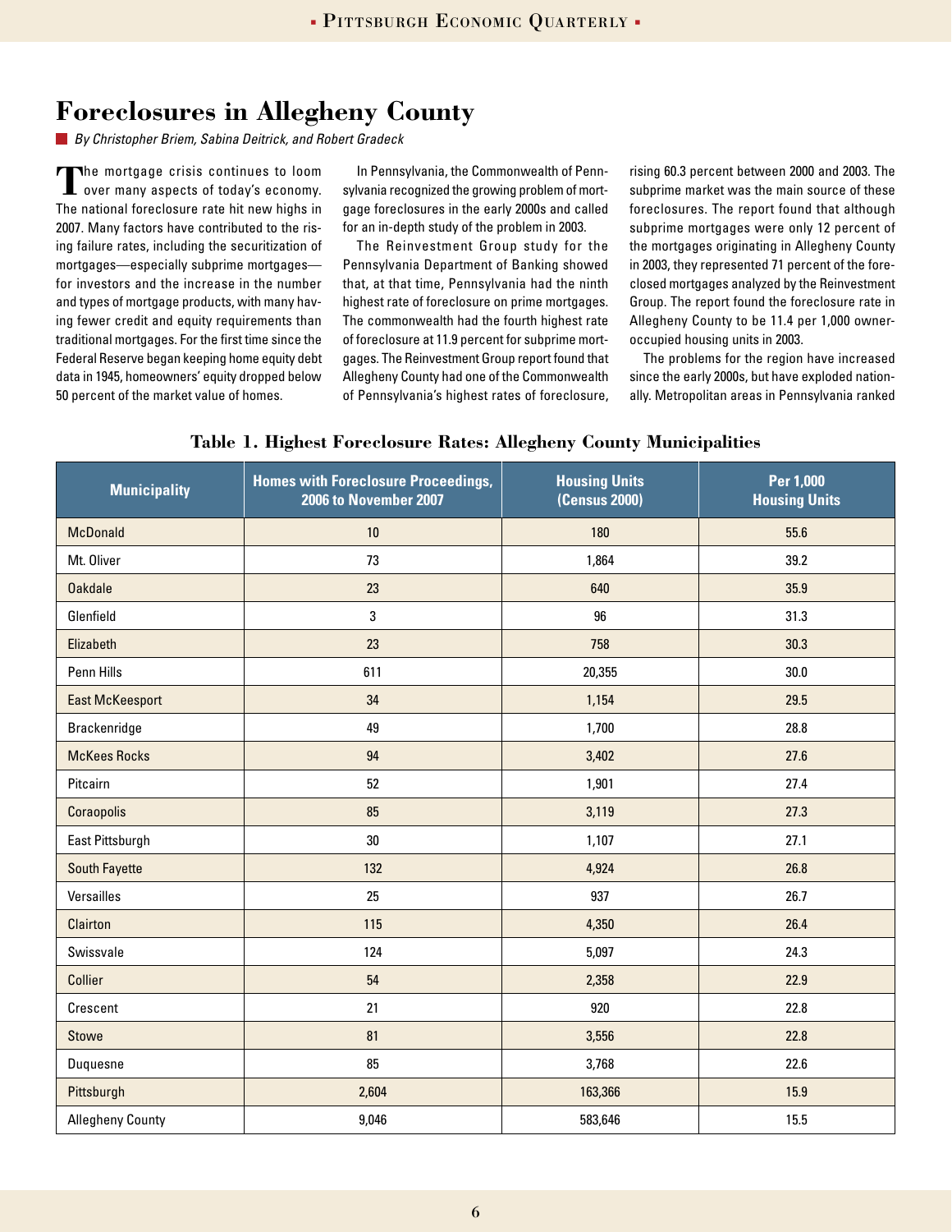# Foreclosures in Allegheny County

*By Christopher Briem, Sabina Deitrick, and Robert Gradeck*

The mortgage crisis continues to loom over many aspects of today's economy. The national foreclosure rate hit new highs in 2007. Many factors have contributed to the rising failure rates, including the securitization of mortgages—especially subprime mortgages—for investors and the increase in the number and types of mortgage products, with many having fewer credit and equity requirements than traditional mortgages. For the first time since the Federal Reserve began keeping home equity debt data in 1945, homeowners' equity dropped below 50 percent of the market value of homes.

In Pennsylvania, the Commonwealth of Pennsylvania recognized the growing problem of mortgage foreclosures in the early 2000s and called for an in-depth study of the problem in 2003.

The Reinvestment Group study for the Pennsylvania Department of Banking showed that, at that time, Pennsylvania had the ninth highest rate of foreclosure on prime mortgages. The commonwealth had the fourth highest rate of foreclosure at 11.9 percent for subprime mortgages. The Reinvestment Group report found that Allegheny County had one of the Commonwealth of Pennsylvania's highest rates of foreclosure, rising 60.3 percent between 2000 and 2003. The subprime market was the main source of these foreclosures. The report found that although subprime mortgages were only 12 percent of the mortgages originating in Allegheny County in 2003, they represented 71 percent of the foreclosed mortgages analyzed by the Reinvestment Group. The report found the foreclosure rate in Allegheny County to be 11.4 per 1,000 owner-occupied housing units in 2003.

The problems for the region have increased since the early 2000s, but have exploded nationally. Metropolitan areas in Pennsylvania ranked

**Table 1. Highest Foreclosure Rates: Allegheny County Municipalities**

| Municipality | Homes with Foreclosure Proceedings, 2006 to November 2007 | Housing Units (Census 2000) | Per 1,000 Housing Units |
|---|---|---|---|
| McDonald | 10 | 180 | 55.6 |
| Mt. Oliver | 73 | 1,864 | 39.2 |
| Oakdale | 23 | 640 | 35.9 |
| Glenfield | 3 | 96 | 31.3 |
| Elizabeth | 23 | 758 | 30.3 |
| Penn Hills | 611 | 20,355 | 30.0 |
| East McKeesport | 34 | 1,154 | 29.5 |
| Brackenridge | 49 | 1,700 | 28.8 |
| McKees Rocks | 94 | 3,402 | 27.6 |
| Pitcairn | 52 | 1,901 | 27.4 |
| Coraopolis | 85 | 3,119 | 27.3 |
| East Pittsburgh | 30 | 1,107 | 27.1 |
| South Fayette | 132 | 4,924 | 26.8 |
| Versailles | 25 | 937 | 26.7 |
| Clairton | 115 | 4,350 | 26.4 |
| Swissvale | 124 | 5,097 | 24.3 |
| Collier | 54 | 2,358 | 22.9 |
| Crescent | 21 | 920 | 22.8 |
| Stowe | 81 | 3,556 | 22.8 |
| Duquesne | 85 | 3,768 | 22.6 |
| Pittsburgh | 2,604 | 163,366 | 15.9 |
| Allegheny County | 9,046 | 583,646 | 15.5 |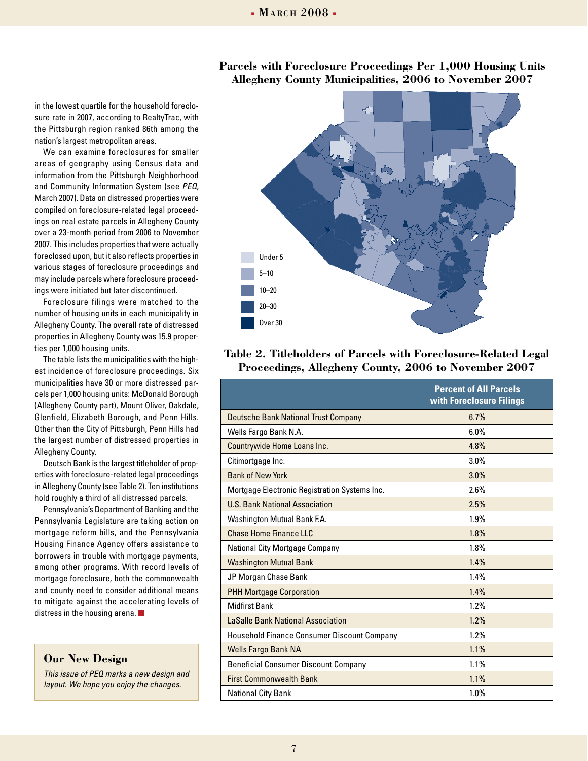in the lowest quartile for the household foreclosure rate in 2007, according to RealtyTrac, with the Pittsburgh region ranked 86th among the nation's largest metropolitan areas.

We can examine foreclosures for smaller areas of geography using Census data and information from the Pittsburgh Neighborhood and Community Information System (see *PEQ*, March 2007). Data on distressed properties were compiled on foreclosure-related legal proceedings on real estate parcels in Allegheny County over a 23-month period from 2006 to November 2007. This includes properties that were actually foreclosed upon, but it also reflects properties in various stages of foreclosure proceedings and may include parcels where foreclosure proceedings were initiated but later discontinued.

Foreclosure filings were matched to the number of housing units in each municipality in Allegheny County. The overall rate of distressed properties in Allegheny County was 15.9 properties per 1,000 housing units.

The table lists the municipalities with the highest incidence of foreclosure proceedings. Six municipalities have 30 or more distressed parcels per 1,000 housing units: McDonald Borough (Allegheny County part), Mount Oliver, Oakdale, Glenfield, Elizabeth Borough, and Penn Hills. Other than the City of Pittsburgh, Penn Hills had the largest number of distressed properties in Allegheny County.

Deutsch Bank is the largest titleholder of properties with foreclosure-related legal proceedings in Allegheny County (see Table 2). Ten institutions hold roughly a third of all distressed parcels.

Pennsylvania's Department of Banking and the Pennsylvania Legislature are taking action on mortgage reform bills, and the Pennsylvania Housing Finance Agency offers assistance to borrowers in trouble with mortgage payments, among other programs. With record levels of mortgage foreclosure, both the commonwealth and county need to consider additional means to mitigate against the accelerating levels of distress in the housing arena.

## Our New Design

*This issue of PEQ marks a new design and layout. We hope you enjoy the changes.*

### Parcels with Foreclosure Proceedings Per 1,000 Housing Units Allegheny County Municipalities, 2006 to November 2007

Under 5
5–10
10–20
20–30
Over 30

### Table 2. Titleholders of Parcels with Foreclosure-Related Legal Proceedings, Allegheny County, 2006 to November 2007

| | Percent of All Parcels with Foreclosure Filings |
|---|---|
| Deutsche Bank National Trust Company | 6.7% |
| Wells Fargo Bank N.A. | 6.0% |
| Countrywide Home Loans Inc. | 4.8% |
| Citimortgage Inc. | 3.0% |
| Bank of New York | 3.0% |
| Mortgage Electronic Registration Systems Inc. | 2.6% |
| U.S. Bank National Association | 2.5% |
| Washington Mutual Bank F.A. | 1.9% |
| Chase Home Finance LLC | 1.8% |
| National City Mortgage Company | 1.8% |
| Washington Mutual Bank | 1.4% |
| JP Morgan Chase Bank | 1.4% |
| PHH Mortgage Corporation | 1.4% |
| Midfirst Bank | 1.2% |
| LaSalle Bank National Association | 1.2% |
| Household Finance Consumer Discount Company | 1.2% |
| Wells Fargo Bank NA | 1.1% |
| Beneficial Consumer Discount Company | 1.1% |
| First Commonwealth Bank | 1.1% |
| National City Bank | 1.0% |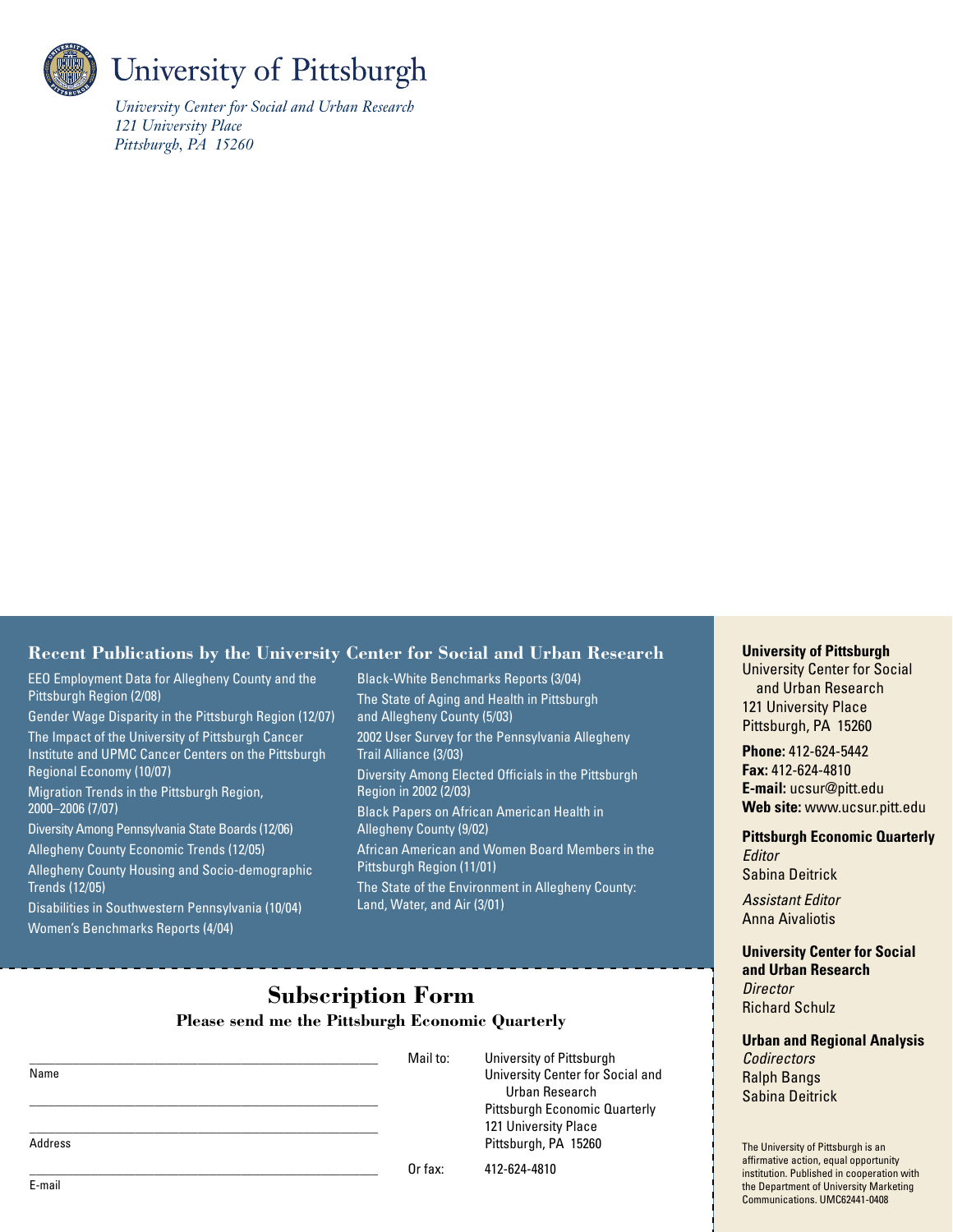University of Pittsburgh

*University Center for Social and Urban Research*
*121 University Place*
*Pittsburgh, PA 15260*

## Recent Publications by the University Center for Social and Urban Research

EEO Employment Data for Allegheny County and the Pittsburgh Region (2/08)

Gender Wage Disparity in the Pittsburgh Region (12/07)

The Impact of the University of Pittsburgh Cancer Institute and UPMC Cancer Centers on the Pittsburgh Regional Economy (10/07)

Migration Trends in the Pittsburgh Region, 2000–2006 (7/07)

Diversity Among Pennsylvania State Boards (12/06)

Allegheny County Economic Trends (12/05)

Allegheny County Housing and Socio-demographic Trends (12/05)

Disabilities in Southwestern Pennsylvania (10/04)

Women's Benchmarks Reports (4/04)

Black-White Benchmarks Reports (3/04)

The State of Aging and Health in Pittsburgh and Allegheny County (5/03)

2002 User Survey for the Pennsylvania Allegheny Trail Alliance (3/03)

Diversity Among Elected Officials in the Pittsburgh Region in 2002 (2/03)

Black Papers on African American Health in Allegheny County (9/02)

African American and Women Board Members in the Pittsburgh Region (11/01)

The State of the Environment in Allegheny County: Land, Water, and Air (3/01)

## Subscription Form

**Please send me the Pittsburgh Economic Quarterly**

______________________________
Name

______________________________

______________________________
Address

______________________________
E-mail

Mail to: University of Pittsburgh
University Center for Social and Urban Research
Pittsburgh Economic Quarterly
121 University Place
Pittsburgh, PA 15260

Or fax: 412-624-4810

**University of Pittsburgh**
University Center for Social and Urban Research
121 University Place
Pittsburgh, PA 15260

**Phone:** 412-624-5442
**Fax:** 412-624-4810
**E-mail:** ucsur@pitt.edu
**Web site:** www.ucsur.pitt.edu

**Pittsburgh Economic Quarterly**
*Editor*
Sabina Deitrick

*Assistant Editor*
Anna Aivaliotis

**University Center for Social and Urban Research**
*Director*
Richard Schulz

**Urban and Regional Analysis**
*Codirectors*
Ralph Bangs
Sabina Deitrick

The University of Pittsburgh is an affirmative action, equal opportunity institution. Published in cooperation with the Department of University Marketing Communications. UMC62441-0408